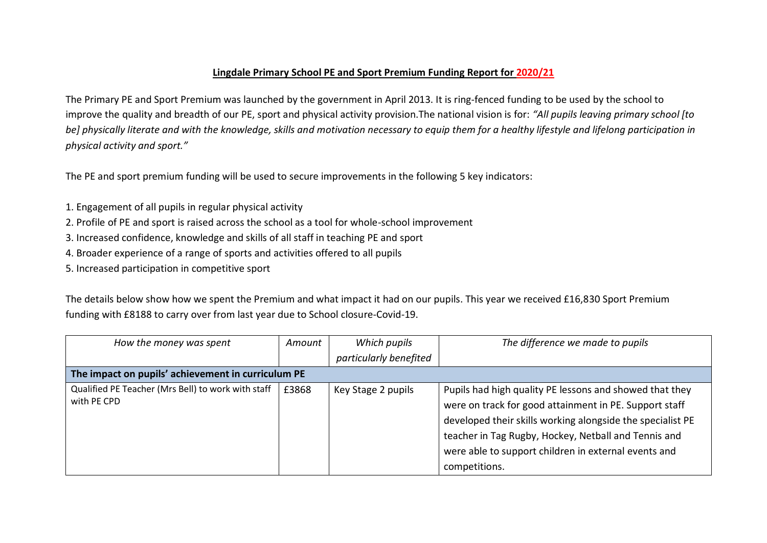**Lingdale Primary School PE and Sport Premium Funding Report for 2020/21**

The Primary PE and Sport Premium was launched by the government in April 2013. It is ring-fenced funding to be used by the school to improve the quality and breadth of our PE, sport and physical activity provision.The national vision is for: *"All pupils leaving primary school [to be] physically literate and with the knowledge, skills and motivation necessary to equip them for a healthy lifestyle and lifelong participation in physical activity and sport."*

The PE and sport premium funding will be used to secure improvements in the following 5 key indicators:

1. Engagement of all pupils in regular physical activity
2. Profile of PE and sport is raised across the school as a tool for whole-school improvement
3. Increased confidence, knowledge and skills of all staff in teaching PE and sport
4. Broader experience of a range of sports and activities offered to all pupils
5. Increased participation in competitive sport

The details below show how we spent the Premium and what impact it had on our pupils. This year we received £16,830 Sport Premium funding with £8188 to carry over from last year due to School closure-Covid-19.

| *How the money was spent* | *Amount* | *Which pupils particularly benefited* | *The difference we made to pupils* |
|---|---|---|---|
| **The impact on pupils' achievement in curriculum PE** | | | |
| Qualified PE Teacher (Mrs Bell) to work with staff with PE CPD | £3868 | Key Stage 2 pupils | Pupils had high quality PE lessons and showed that they were on track for good attainment in PE. Support staff developed their skills working alongside the specialist PE teacher in Tag Rugby, Hockey, Netball and Tennis and were able to support children in external events and competitions. |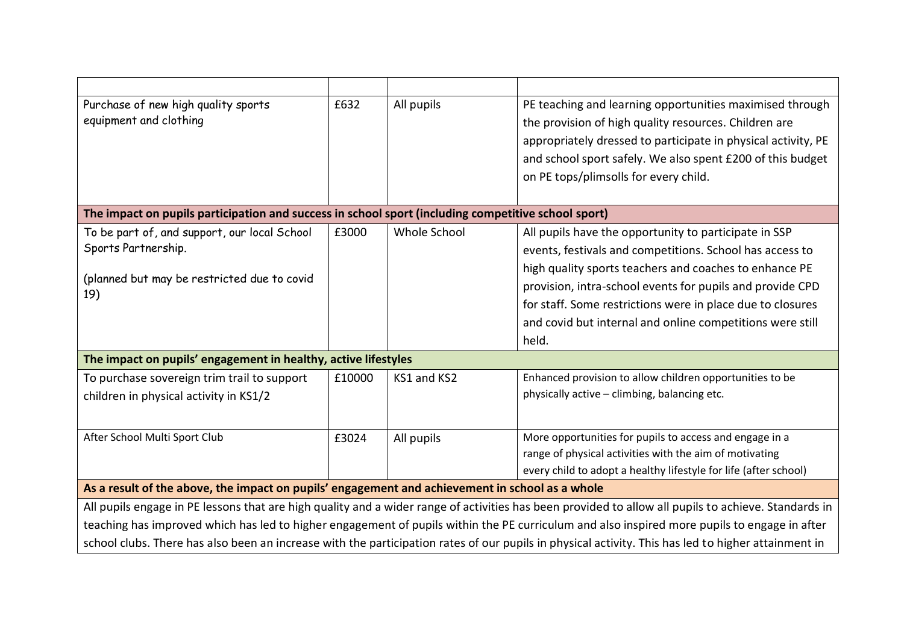| | | | |
|---|---|---|---|
| Purchase of new high quality sports equipment and clothing | £632 | All pupils | PE teaching and learning opportunities maximised through the provision of high quality resources. Children are appropriately dressed to participate in physical activity, PE and school sport safely. We also spent £200 of this budget on PE tops/plimsolls for every child. |
| **The impact on pupils participation and success in school sport (including competitive school sport)** | | | |
| To be part of, and support, our local School Sports Partnership.<br><br>(planned but may be restricted due to covid 19) | £3000 | Whole School | All pupils have the opportunity to participate in SSP events, festivals and competitions. School has access to high quality sports teachers and coaches to enhance PE provision, intra-school events for pupils and provide CPD for staff. Some restrictions were in place due to closures and covid but internal and online competitions were still held. |
| **The impact on pupils' engagement in healthy, active lifestyles** | | | |
| To purchase sovereign trim trail to support children in physical activity in KS1/2 | £10000 | KS1 and KS2 | Enhanced provision to allow children opportunities to be physically active – climbing, balancing etc. |
| After School Multi Sport Club | £3024 | All pupils | More opportunities for pupils to access and engage in a range of physical activities with the aim of motivating every child to adopt a healthy lifestyle for life (after school) |
| **As a result of the above, the impact on pupils' engagement and achievement in school as a whole** | | | |
| All pupils engage in PE lessons that are high quality and a wider range of activities has been provided to allow all pupils to achieve. Standards in teaching has improved which has led to higher engagement of pupils within the PE curriculum and also inspired more pupils to engage in after school clubs. There has also been an increase with the participation rates of our pupils in physical activity. This has led to higher attainment in | | | |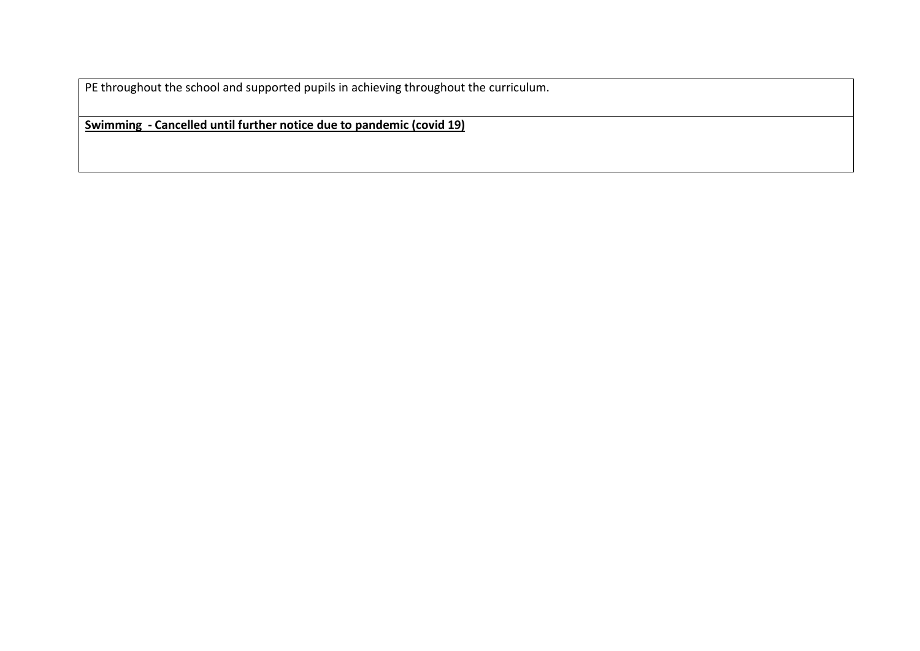| |
|---|
| PE throughout the school and supported pupils in achieving throughout the curriculum. |
| **Swimming  - Cancelled until further notice due to pandemic (covid 19)** |